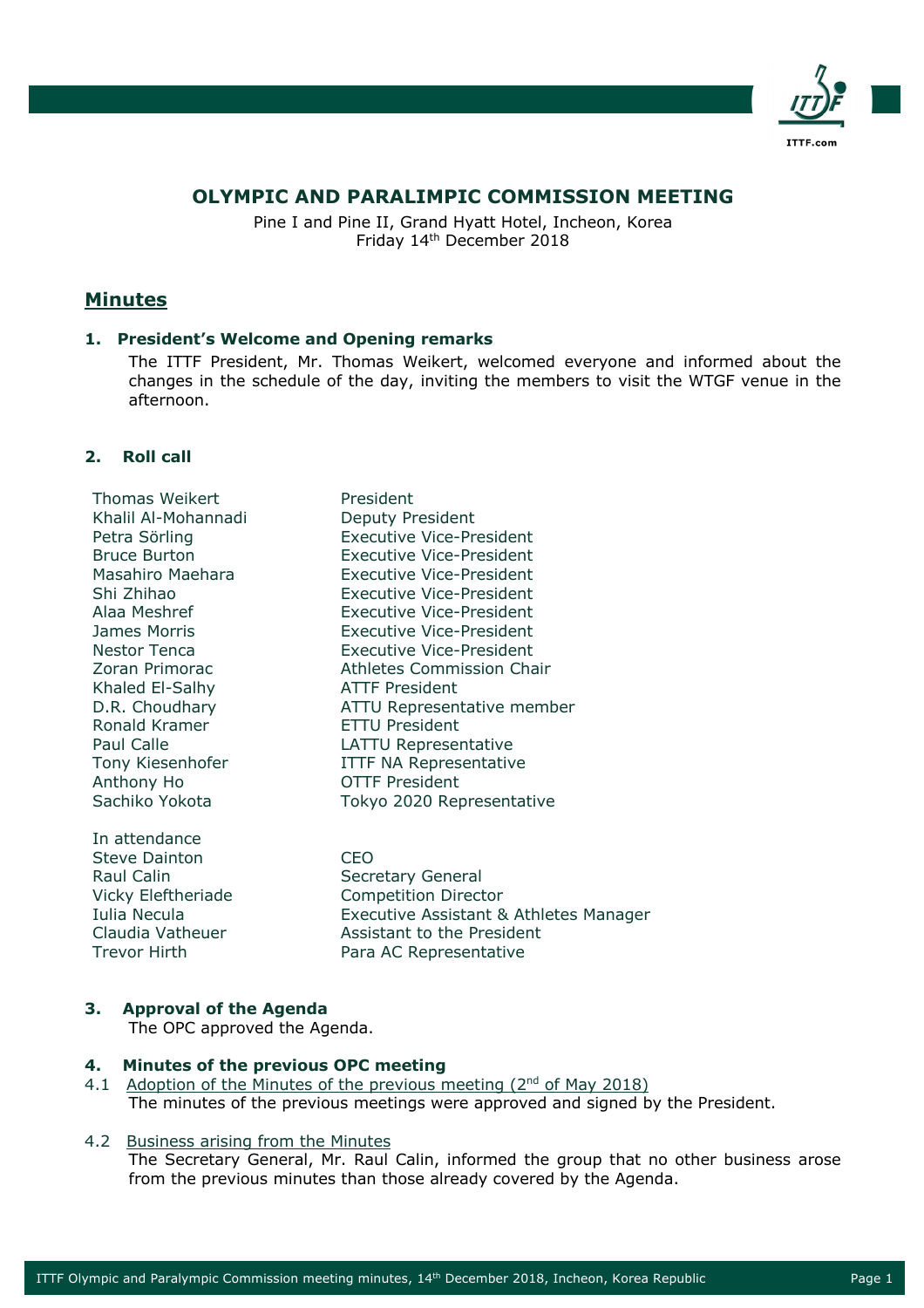# OLYMPIC AND PARALIMPIC COMMISSION MEETING

Pine I and Pine II, Grand Hyatt Hotel, Incheon, Korea
Friday 14th December 2018

## Minutes

### 1. President's Welcome and Opening remarks

The ITTF President, Mr. Thomas Weikert, welcomed everyone and informed about the changes in the schedule of the day, inviting the members to visit the WTGF venue in the afternoon.

### 2. Roll call

| | |
|---|---|
| Thomas Weikert | President |
| Khalil Al-Mohannadi | Deputy President |
| Petra Sörling | Executive Vice-President |
| Bruce Burton | Executive Vice-President |
| Masahiro Maehara | Executive Vice-President |
| Shi Zhihao | Executive Vice-President |
| Alaa Meshref | Executive Vice-President |
| James Morris | Executive Vice-President |
| Nestor Tenca | Executive Vice-President |
| Zoran Primorac | Athletes Commission Chair |
| Khaled El-Salhy | ATTF President |
| D.R. Choudhary | ATTU Representative member |
| Ronald Kramer | ETTU President |
| Paul Calle | LATTU Representative |
| Tony Kiesenhofer | ITTF NA Representative |
| Anthony Ho | OTTF President |
| Sachiko Yokota | Tokyo 2020 Representative |

In attendance

| | |
|---|---|
| Steve Dainton | CEO |
| Raul Calin | Secretary General |
| Vicky Eleftheriade | Competition Director |
| Iulia Necula | Executive Assistant & Athletes Manager |
| Claudia Vatheuer | Assistant to the President |
| Trevor Hirth | Para AC Representative |

### 3. Approval of the Agenda

The OPC approved the Agenda.

### 4. Minutes of the previous OPC meeting

4.1 Adoption of the Minutes of the previous meeting (2nd of May 2018)

The minutes of the previous meetings were approved and signed by the President.

4.2 Business arising from the Minutes

The Secretary General, Mr. Raul Calin, informed the group that no other business arose from the previous minutes than those already covered by the Agenda.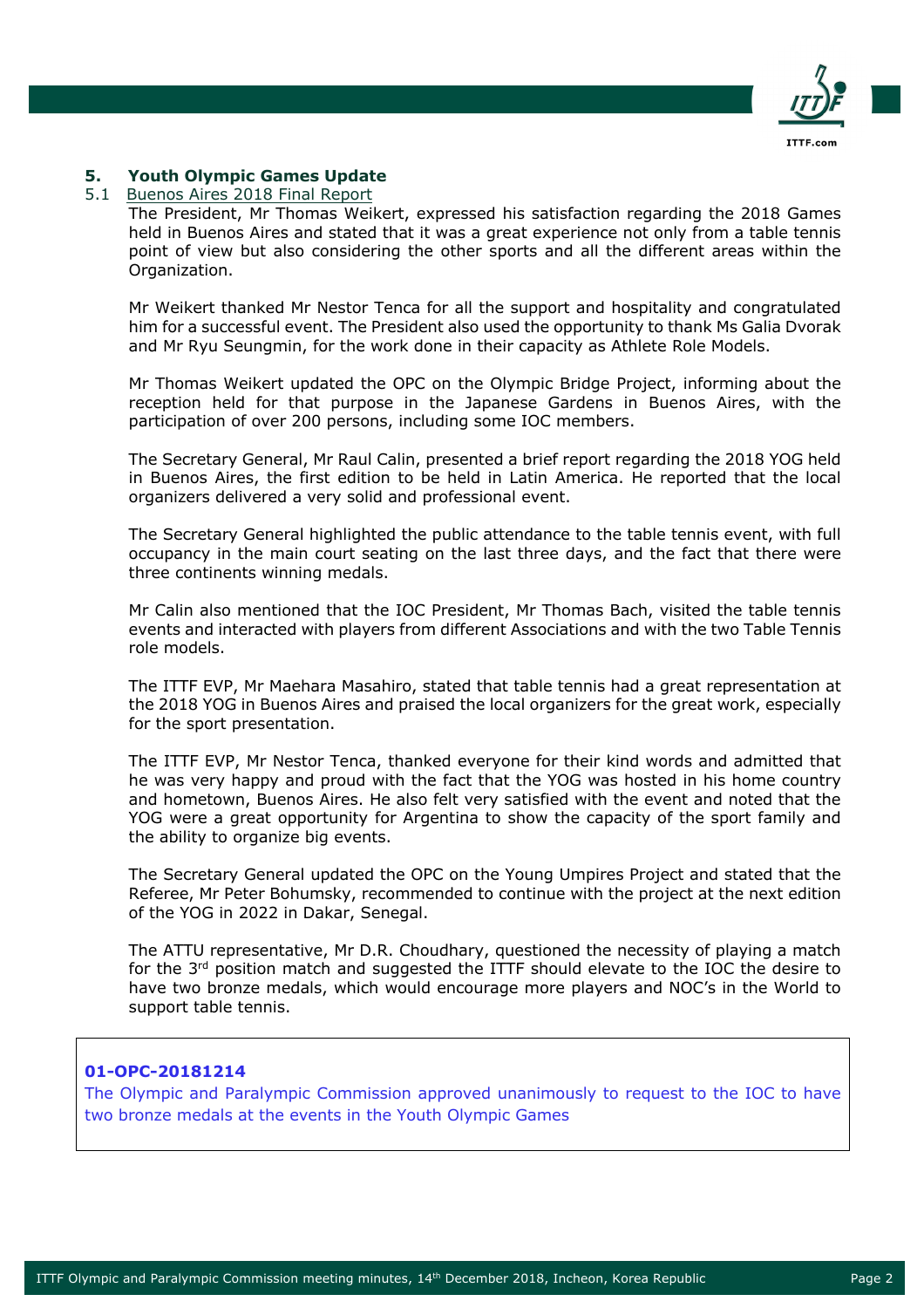## 5. Youth Olympic Games Update

### 5.1 Buenos Aires 2018 Final Report

The President, Mr Thomas Weikert, expressed his satisfaction regarding the 2018 Games held in Buenos Aires and stated that it was a great experience not only from a table tennis point of view but also considering the other sports and all the different areas within the Organization.

Mr Weikert thanked Mr Nestor Tenca for all the support and hospitality and congratulated him for a successful event. The President also used the opportunity to thank Ms Galia Dvorak and Mr Ryu Seungmin, for the work done in their capacity as Athlete Role Models.

Mr Thomas Weikert updated the OPC on the Olympic Bridge Project, informing about the reception held for that purpose in the Japanese Gardens in Buenos Aires, with the participation of over 200 persons, including some IOC members.

The Secretary General, Mr Raul Calin, presented a brief report regarding the 2018 YOG held in Buenos Aires, the first edition to be held in Latin America. He reported that the local organizers delivered a very solid and professional event.

The Secretary General highlighted the public attendance to the table tennis event, with full occupancy in the main court seating on the last three days, and the fact that there were three continents winning medals.

Mr Calin also mentioned that the IOC President, Mr Thomas Bach, visited the table tennis events and interacted with players from different Associations and with the two Table Tennis role models.

The ITTF EVP, Mr Maehara Masahiro, stated that table tennis had a great representation at the 2018 YOG in Buenos Aires and praised the local organizers for the great work, especially for the sport presentation.

The ITTF EVP, Mr Nestor Tenca, thanked everyone for their kind words and admitted that he was very happy and proud with the fact that the YOG was hosted in his home country and hometown, Buenos Aires. He also felt very satisfied with the event and noted that the YOG were a great opportunity for Argentina to show the capacity of the sport family and the ability to organize big events.

The Secretary General updated the OPC on the Young Umpires Project and stated that the Referee, Mr Peter Bohumsky, recommended to continue with the project at the next edition of the YOG in 2022 in Dakar, Senegal.

The ATTU representative, Mr D.R. Choudhary, questioned the necessity of playing a match for the 3rd position match and suggested the ITTF should elevate to the IOC the desire to have two bronze medals, which would encourage more players and NOC's in the World to support table tennis.

> **01-OPC-20181214**
>
> The Olympic and Paralympic Commission approved unanimously to request to the IOC to have two bronze medals at the events in the Youth Olympic Games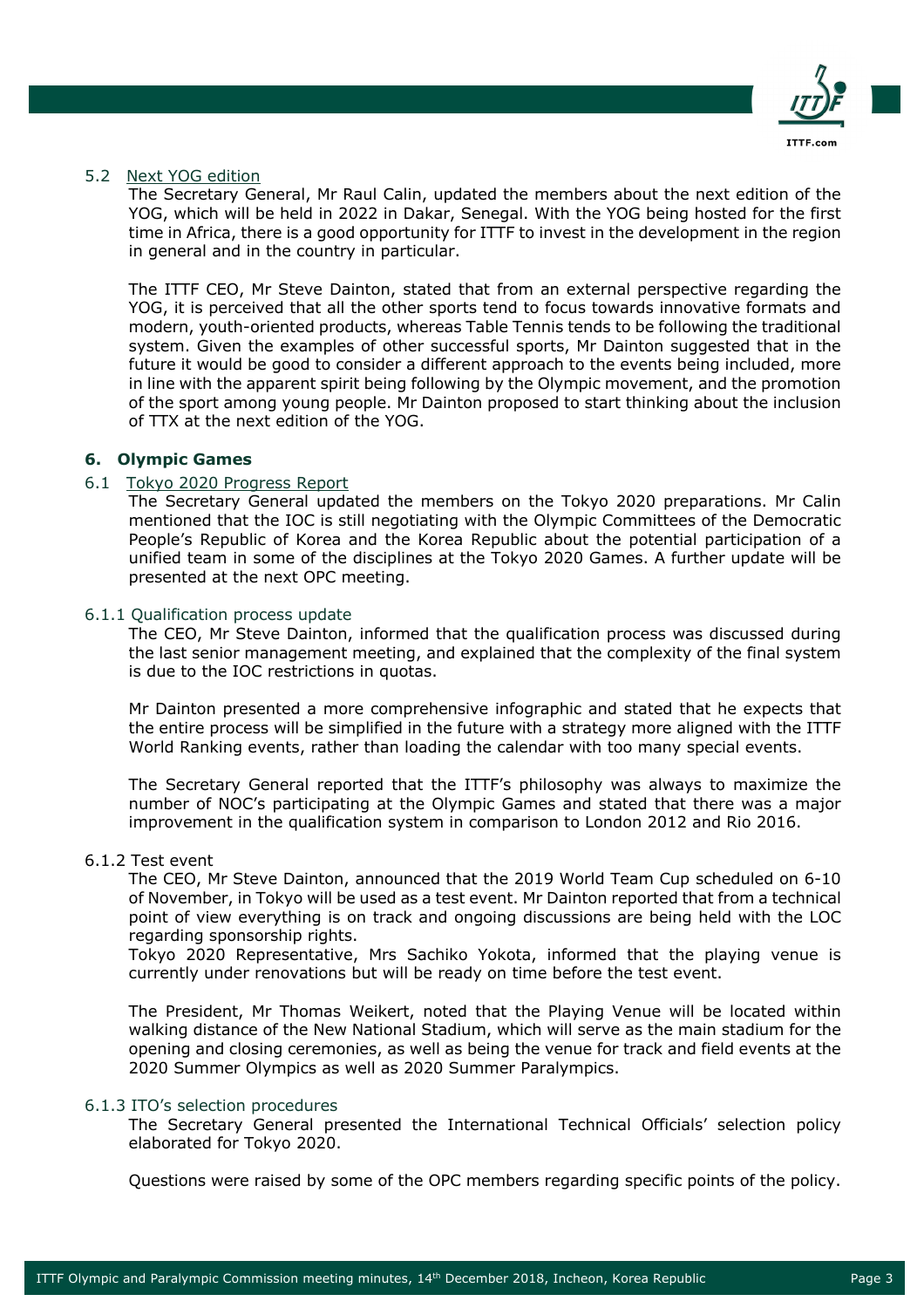### 5.2 Next YOG edition

The Secretary General, Mr Raul Calin, updated the members about the next edition of the YOG, which will be held in 2022 in Dakar, Senegal. With the YOG being hosted for the first time in Africa, there is a good opportunity for ITTF to invest in the development in the region in general and in the country in particular.

The ITTF CEO, Mr Steve Dainton, stated that from an external perspective regarding the YOG, it is perceived that all the other sports tend to focus towards innovative formats and modern, youth-oriented products, whereas Table Tennis tends to be following the traditional system. Given the examples of other successful sports, Mr Dainton suggested that in the future it would be good to consider a different approach to the events being included, more in line with the apparent spirit being following by the Olympic movement, and the promotion of the sport among young people. Mr Dainton proposed to start thinking about the inclusion of TTX at the next edition of the YOG.

## 6. Olympic Games

### 6.1 Tokyo 2020 Progress Report

The Secretary General updated the members on the Tokyo 2020 preparations. Mr Calin mentioned that the IOC is still negotiating with the Olympic Committees of the Democratic People's Republic of Korea and the Korea Republic about the potential participation of a unified team in some of the disciplines at the Tokyo 2020 Games. A further update will be presented at the next OPC meeting.

#### 6.1.1 Qualification process update

The CEO, Mr Steve Dainton, informed that the qualification process was discussed during the last senior management meeting, and explained that the complexity of the final system is due to the IOC restrictions in quotas.

Mr Dainton presented a more comprehensive infographic and stated that he expects that the entire process will be simplified in the future with a strategy more aligned with the ITTF World Ranking events, rather than loading the calendar with too many special events.

The Secretary General reported that the ITTF's philosophy was always to maximize the number of NOC's participating at the Olympic Games and stated that there was a major improvement in the qualification system in comparison to London 2012 and Rio 2016.

#### 6.1.2 Test event

The CEO, Mr Steve Dainton, announced that the 2019 World Team Cup scheduled on 6-10 of November, in Tokyo will be used as a test event. Mr Dainton reported that from a technical point of view everything is on track and ongoing discussions are being held with the LOC regarding sponsorship rights.
Tokyo 2020 Representative, Mrs Sachiko Yokota, informed that the playing venue is currently under renovations but will be ready on time before the test event.

The President, Mr Thomas Weikert, noted that the Playing Venue will be located within walking distance of the New National Stadium, which will serve as the main stadium for the opening and closing ceremonies, as well as being the venue for track and field events at the 2020 Summer Olympics as well as 2020 Summer Paralympics.

#### 6.1.3 ITO's selection procedures

The Secretary General presented the International Technical Officials' selection policy elaborated for Tokyo 2020.

Questions were raised by some of the OPC members regarding specific points of the policy.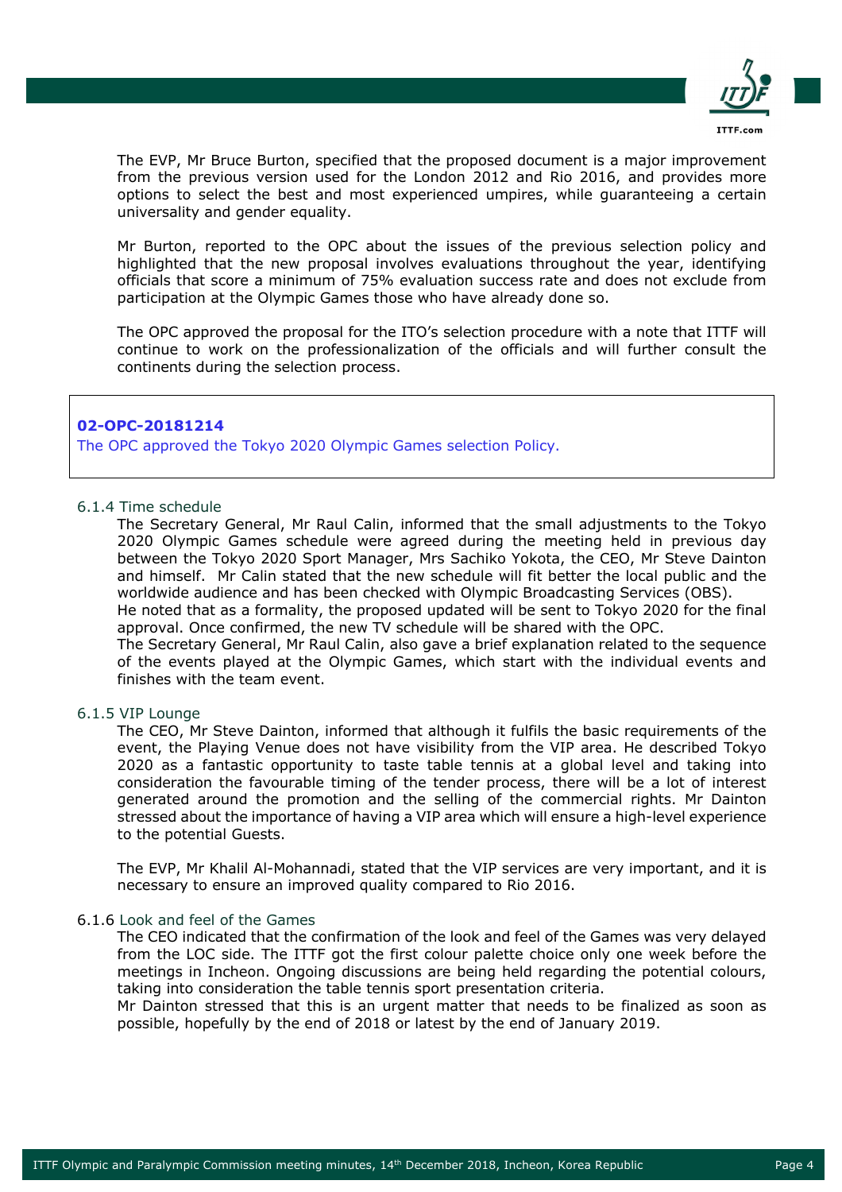The EVP, Mr Bruce Burton, specified that the proposed document is a major improvement from the previous version used for the London 2012 and Rio 2016, and provides more options to select the best and most experienced umpires, while guaranteeing a certain universality and gender equality.

Mr Burton, reported to the OPC about the issues of the previous selection policy and highlighted that the new proposal involves evaluations throughout the year, identifying officials that score a minimum of 75% evaluation success rate and does not exclude from participation at the Olympic Games those who have already done so.

The OPC approved the proposal for the ITO's selection procedure with a note that ITTF will continue to work on the professionalization of the officials and will further consult the continents during the selection process.

> **02-OPC-20181214**
> The OPC approved the Tokyo 2020 Olympic Games selection Policy.

### 6.1.4 Time schedule

The Secretary General, Mr Raul Calin, informed that the small adjustments to the Tokyo 2020 Olympic Games schedule were agreed during the meeting held in previous day between the Tokyo 2020 Sport Manager, Mrs Sachiko Yokota, the CEO, Mr Steve Dainton and himself. Mr Calin stated that the new schedule will fit better the local public and the worldwide audience and has been checked with Olympic Broadcasting Services (OBS).
He noted that as a formality, the proposed updated will be sent to Tokyo 2020 for the final approval. Once confirmed, the new TV schedule will be shared with the OPC.
The Secretary General, Mr Raul Calin, also gave a brief explanation related to the sequence of the events played at the Olympic Games, which start with the individual events and finishes with the team event.

### 6.1.5 VIP Lounge

The CEO, Mr Steve Dainton, informed that although it fulfils the basic requirements of the event, the Playing Venue does not have visibility from the VIP area. He described Tokyo 2020 as a fantastic opportunity to taste table tennis at a global level and taking into consideration the favourable timing of the tender process, there will be a lot of interest generated around the promotion and the selling of the commercial rights. Mr Dainton stressed about the importance of having a VIP area which will ensure a high-level experience to the potential Guests.

The EVP, Mr Khalil Al-Mohannadi, stated that the VIP services are very important, and it is necessary to ensure an improved quality compared to Rio 2016.

### 6.1.6 Look and feel of the Games

The CEO indicated that the confirmation of the look and feel of the Games was very delayed from the LOC side. The ITTF got the first colour palette choice only one week before the meetings in Incheon. Ongoing discussions are being held regarding the potential colours, taking into consideration the table tennis sport presentation criteria.
Mr Dainton stressed that this is an urgent matter that needs to be finalized as soon as possible, hopefully by the end of 2018 or latest by the end of January 2019.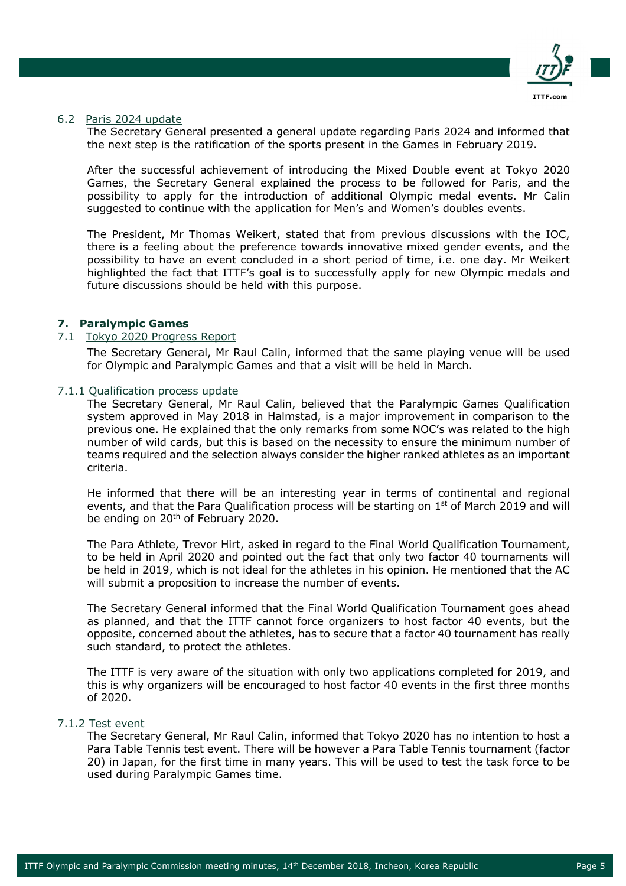6.2 Paris 2024 update

The Secretary General presented a general update regarding Paris 2024 and informed that the next step is the ratification of the sports present in the Games in February 2019.

After the successful achievement of introducing the Mixed Double event at Tokyo 2020 Games, the Secretary General explained the process to be followed for Paris, and the possibility to apply for the introduction of additional Olympic medal events. Mr Calin suggested to continue with the application for Men's and Women's doubles events.

The President, Mr Thomas Weikert, stated that from previous discussions with the IOC, there is a feeling about the preference towards innovative mixed gender events, and the possibility to have an event concluded in a short period of time, i.e. one day. Mr Weikert highlighted the fact that ITTF's goal is to successfully apply for new Olympic medals and future discussions should be held with this purpose.

## 7. Paralympic Games

7.1 Tokyo 2020 Progress Report

The Secretary General, Mr Raul Calin, informed that the same playing venue will be used for Olympic and Paralympic Games and that a visit will be held in March.

7.1.1 Qualification process update

The Secretary General, Mr Raul Calin, believed that the Paralympic Games Qualification system approved in May 2018 in Halmstad, is a major improvement in comparison to the previous one. He explained that the only remarks from some NOC's was related to the high number of wild cards, but this is based on the necessity to ensure the minimum number of teams required and the selection always consider the higher ranked athletes as an important criteria.

He informed that there will be an interesting year in terms of continental and regional events, and that the Para Qualification process will be starting on 1st of March 2019 and will be ending on 20th of February 2020.

The Para Athlete, Trevor Hirt, asked in regard to the Final World Qualification Tournament, to be held in April 2020 and pointed out the fact that only two factor 40 tournaments will be held in 2019, which is not ideal for the athletes in his opinion. He mentioned that the AC will submit a proposition to increase the number of events.

The Secretary General informed that the Final World Qualification Tournament goes ahead as planned, and that the ITTF cannot force organizers to host factor 40 events, but the opposite, concerned about the athletes, has to secure that a factor 40 tournament has really such standard, to protect the athletes.

The ITTF is very aware of the situation with only two applications completed for 2019, and this is why organizers will be encouraged to host factor 40 events in the first three months of 2020.

7.1.2 Test event

The Secretary General, Mr Raul Calin, informed that Tokyo 2020 has no intention to host a Para Table Tennis test event. There will be however a Para Table Tennis tournament (factor 20) in Japan, for the first time in many years. This will be used to test the task force to be used during Paralympic Games time.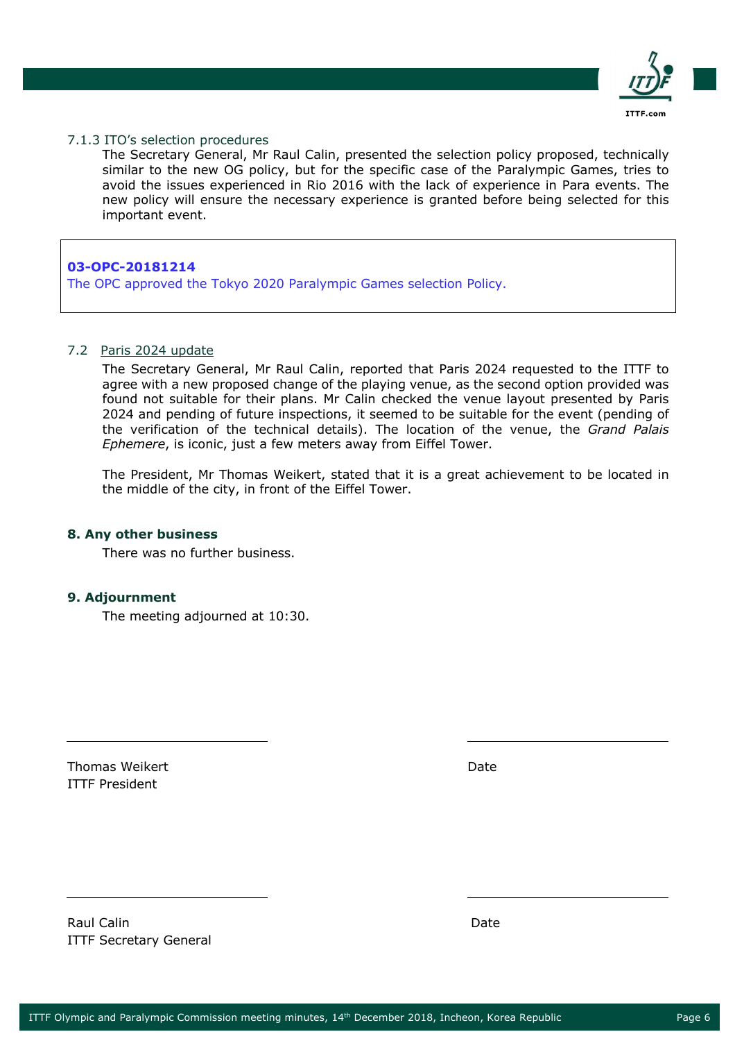#### 7.1.3 ITO’s selection procedures

The Secretary General, Mr Raul Calin, presented the selection policy proposed, technically similar to the new OG policy, but for the specific case of the Paralympic Games, tries to avoid the issues experienced in Rio 2016 with the lack of experience in Para events. The new policy will ensure the necessary experience is granted before being selected for this important event.

> **03-OPC-20181214**
> The OPC approved the Tokyo 2020 Paralympic Games selection Policy.

### 7.2 Paris 2024 update

The Secretary General, Mr Raul Calin, reported that Paris 2024 requested to the ITTF to agree with a new proposed change of the playing venue, as the second option provided was found not suitable for their plans. Mr Calin checked the venue layout presented by Paris 2024 and pending of future inspections, it seemed to be suitable for the event (pending of the verification of the technical details). The location of the venue, the *Grand Palais Ephemere*, is iconic, just a few meters away from Eiffel Tower.

The President, Mr Thomas Weikert, stated that it is a great achievement to be located in the middle of the city, in front of the Eiffel Tower.

## 8. Any other business

There was no further business.

## 9. Adjournment

The meeting adjourned at 10:30.

\_\_\_\_\_\_\_\_\_\_\_\_\_\_\_\_\_\_\_\_\_\_\_\_\_\_\_\_ \_\_\_\_\_\_\_\_\_\_\_\_\_\_\_\_\_\_\_\_\_\_\_\_\_\_\_\_

Thomas Weikert
ITTF President

Date

\_\_\_\_\_\_\_\_\_\_\_\_\_\_\_\_\_\_\_\_\_\_\_\_\_\_\_\_ \_\_\_\_\_\_\_\_\_\_\_\_\_\_\_\_\_\_\_\_\_\_\_\_\_\_\_\_

Raul Calin
ITTF Secretary General

Date